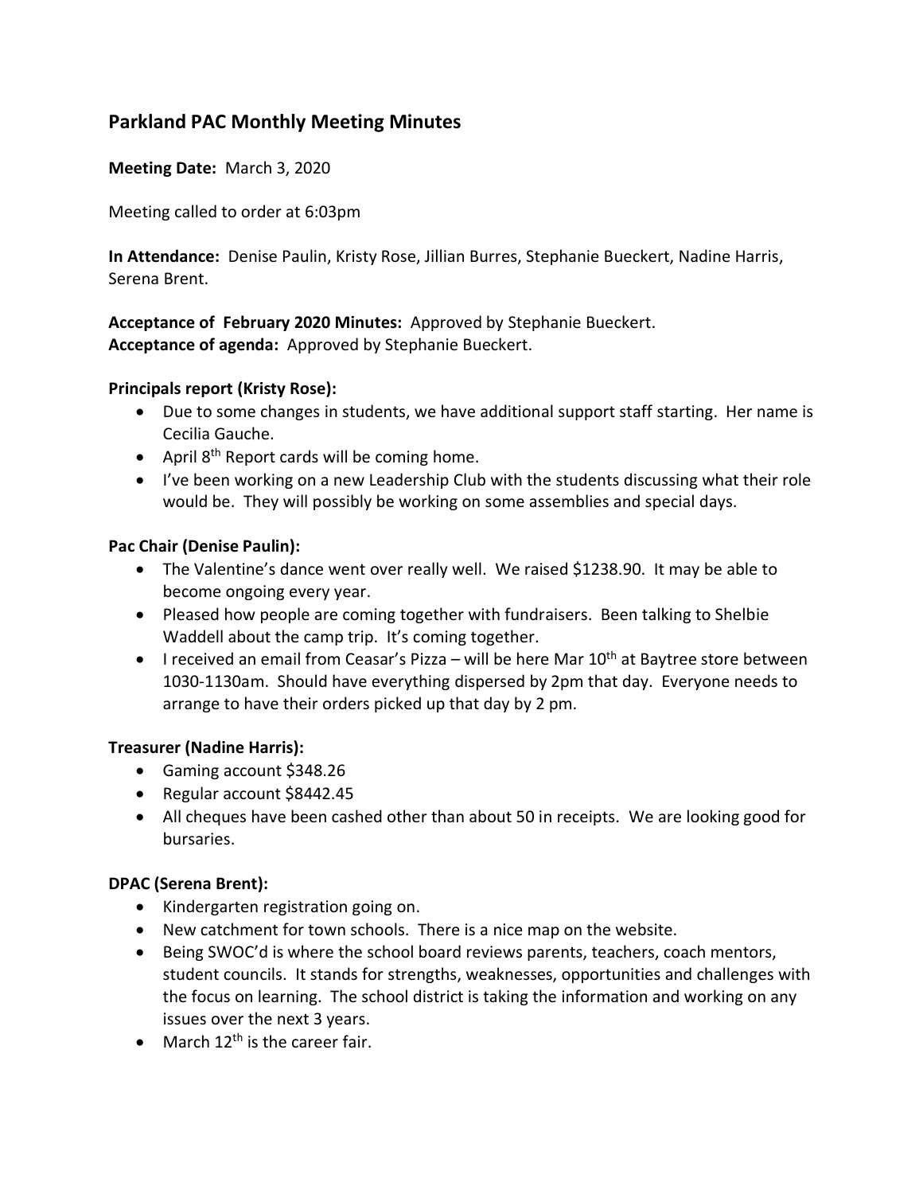## Parkland PAC Monthly Meeting Minutes

**Meeting Date:** March 3, 2020

Meeting called to order at 6:03pm

**In Attendance:** Denise Paulin, Kristy Rose, Jillian Burres, Stephanie Bueckert, Nadine Harris, Serena Brent.

**Acceptance of February 2020 Minutes:** Approved by Stephanie Bueckert.
**Acceptance of agenda:** Approved by Stephanie Bueckert.

### Principals report (Kristy Rose):

- Due to some changes in students, we have additional support staff starting. Her name is Cecilia Gauche.
- April 8th Report cards will be coming home.
- I've been working on a new Leadership Club with the students discussing what their role would be. They will possibly be working on some assemblies and special days.

### Pac Chair (Denise Paulin):

- The Valentine's dance went over really well. We raised $1238.90. It may be able to become ongoing every year.
- Pleased how people are coming together with fundraisers. Been talking to Shelbie Waddell about the camp trip. It's coming together.
- I received an email from Ceasar's Pizza – will be here Mar 10th at Baytree store between 1030-1130am. Should have everything dispersed by 2pm that day. Everyone needs to arrange to have their orders picked up that day by 2 pm.

### Treasurer (Nadine Harris):

- Gaming account $348.26
- Regular account $8442.45
- All cheques have been cashed other than about 50 in receipts. We are looking good for bursaries.

### DPAC (Serena Brent):

- Kindergarten registration going on.
- New catchment for town schools. There is a nice map on the website.
- Being SWOC'd is where the school board reviews parents, teachers, coach mentors, student councils. It stands for strengths, weaknesses, opportunities and challenges with the focus on learning. The school district is taking the information and working on any issues over the next 3 years.
- March 12th is the career fair.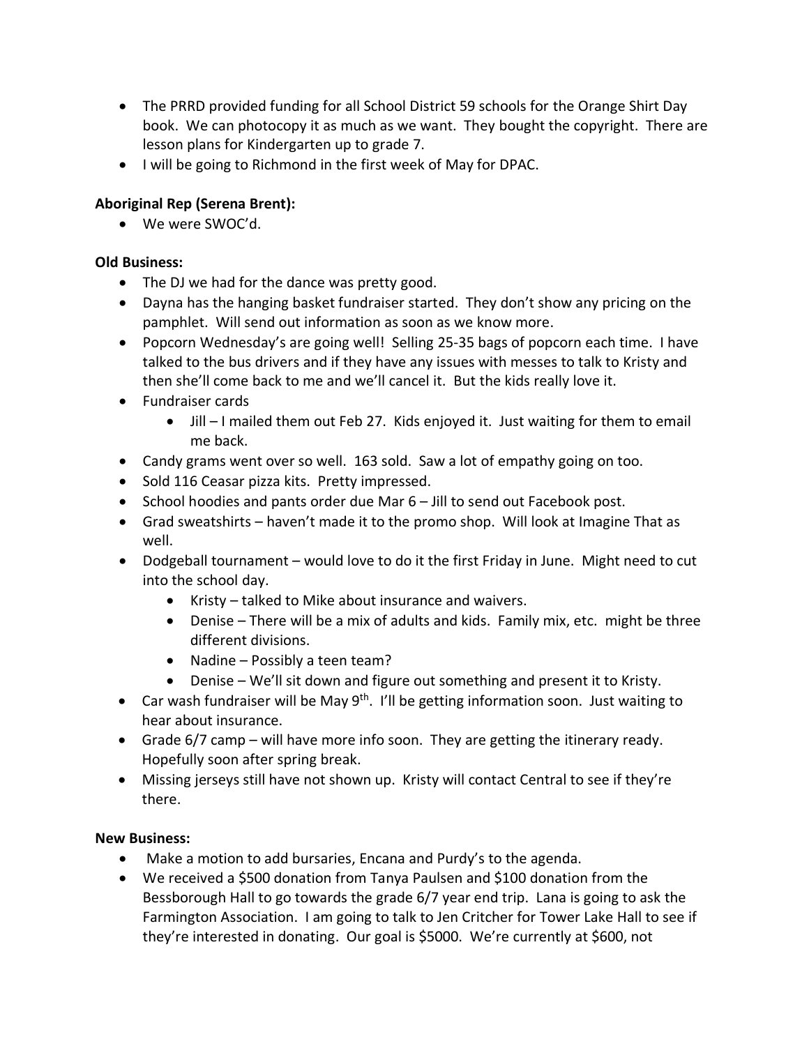- The PRRD provided funding for all School District 59 schools for the Orange Shirt Day book. We can photocopy it as much as we want. They bought the copyright. There are lesson plans for Kindergarten up to grade 7.
- I will be going to Richmond in the first week of May for DPAC.

**Aboriginal Rep (Serena Brent):**

- We were SWOC'd.

**Old Business:**

- The DJ we had for the dance was pretty good.
- Dayna has the hanging basket fundraiser started. They don't show any pricing on the pamphlet. Will send out information as soon as we know more.
- Popcorn Wednesday's are going well! Selling 25-35 bags of popcorn each time. I have talked to the bus drivers and if they have any issues with messes to talk to Kristy and then she'll come back to me and we'll cancel it. But the kids really love it.
- Fundraiser cards
    - Jill – I mailed them out Feb 27. Kids enjoyed it. Just waiting for them to email me back.
- Candy grams went over so well. 163 sold. Saw a lot of empathy going on too.
- Sold 116 Ceasar pizza kits. Pretty impressed.
- School hoodies and pants order due Mar 6 – Jill to send out Facebook post.
- Grad sweatshirts – haven't made it to the promo shop. Will look at Imagine That as well.
- Dodgeball tournament – would love to do it the first Friday in June. Might need to cut into the school day.
    - Kristy – talked to Mike about insurance and waivers.
    - Denise – There will be a mix of adults and kids. Family mix, etc. might be three different divisions.
    - Nadine – Possibly a teen team?
    - Denise – We'll sit down and figure out something and present it to Kristy.
- Car wash fundraiser will be May 9th. I'll be getting information soon. Just waiting to hear about insurance.
- Grade 6/7 camp – will have more info soon. They are getting the itinerary ready. Hopefully soon after spring break.
- Missing jerseys still have not shown up. Kristy will contact Central to see if they're there.

**New Business:**

- Make a motion to add bursaries, Encana and Purdy's to the agenda.
- We received a $500 donation from Tanya Paulsen and $100 donation from the Bessborough Hall to go towards the grade 6/7 year end trip. Lana is going to ask the Farmington Association. I am going to talk to Jen Critcher for Tower Lake Hall to see if they're interested in donating. Our goal is $5000. We're currently at $600, not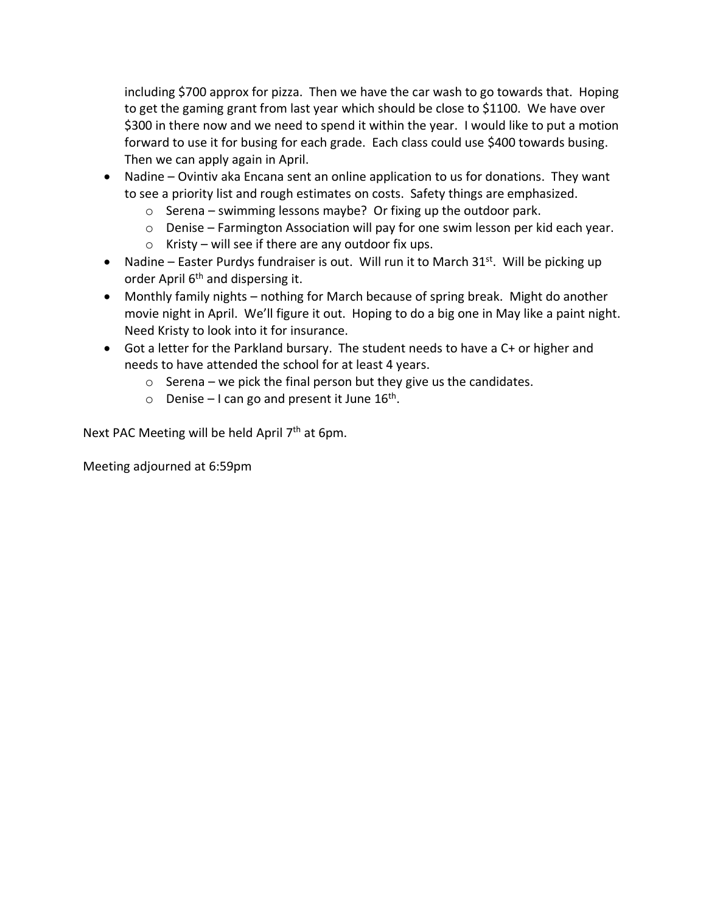including $700 approx for pizza. Then we have the car wash to go towards that. Hoping to get the gaming grant from last year which should be close to $1100. We have over $300 in there now and we need to spend it within the year. I would like to put a motion forward to use it for busing for each grade. Each class could use $400 towards busing. Then we can apply again in April.

- Nadine – Ovintiv aka Encana sent an online application to us for donations. They want to see a priority list and rough estimates on costs. Safety things are emphasized.
  - Serena – swimming lessons maybe? Or fixing up the outdoor park.
  - Denise – Farmington Association will pay for one swim lesson per kid each year.
  - Kristy – will see if there are any outdoor fix ups.
- Nadine – Easter Purdys fundraiser is out. Will run it to March 31st. Will be picking up order April 6th and dispersing it.
- Monthly family nights – nothing for March because of spring break. Might do another movie night in April. We'll figure it out. Hoping to do a big one in May like a paint night. Need Kristy to look into it for insurance.
- Got a letter for the Parkland bursary. The student needs to have a C+ or higher and needs to have attended the school for at least 4 years.
  - Serena – we pick the final person but they give us the candidates.
  - Denise – I can go and present it June 16th.

Next PAC Meeting will be held April 7th at 6pm.

Meeting adjourned at 6:59pm